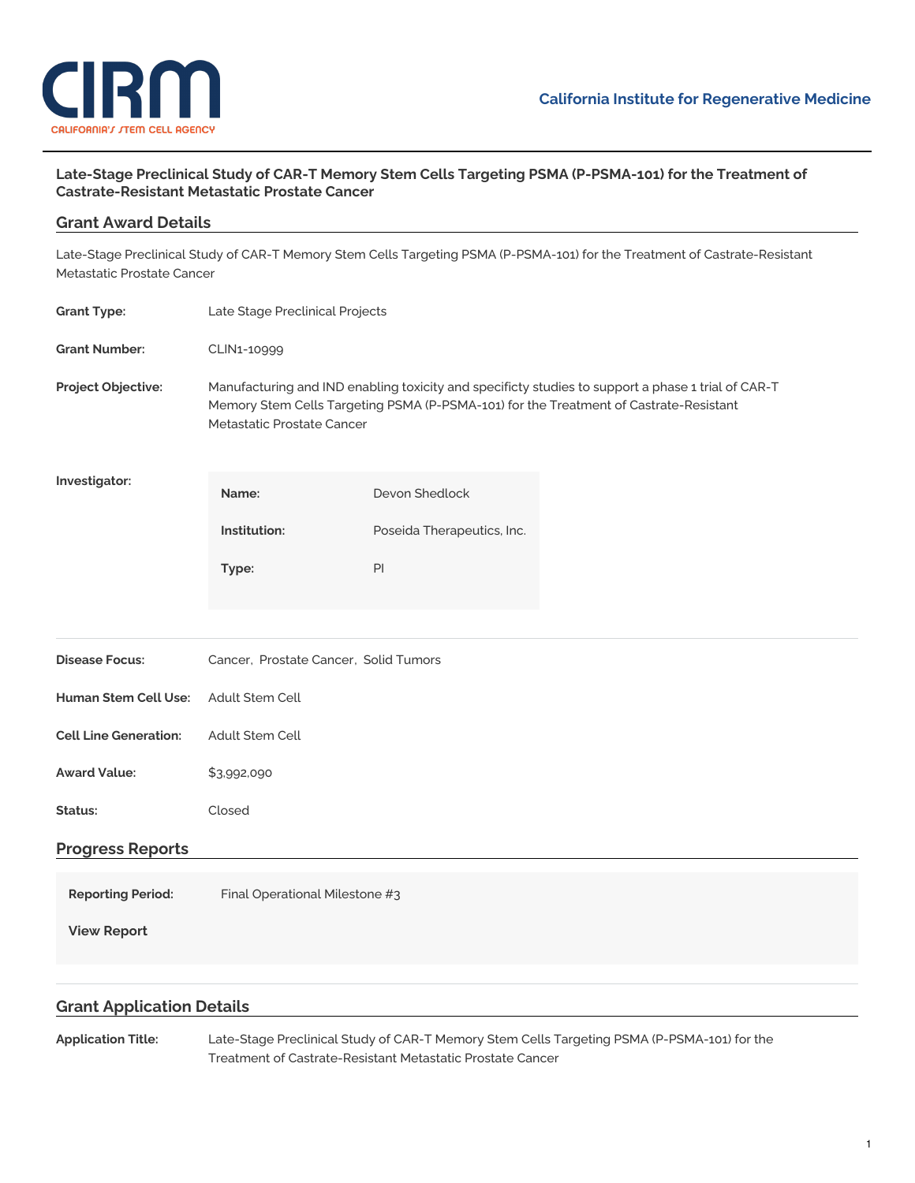# Late-Stage Preclinical Study of CAR-T Memory Stem Cells Targeting PSMA (P-PSMA-101) for the Treatment of Castrate-Resistant Metastatic Prostate Cancer

## Grant Award Details

Late-Stage Preclinical Study of CAR-T Memory Stem Cells Targeting PSMA (P-PSMA-101) for the Treatment of Castrate-Resistant Metastatic Prostate Cancer

**Grant Type:** Late Stage Preclinical Projects

**Grant Number:** CLIN1-10999

**Project Objective:** Manufacturing and IND enabling toxicity and specificty studies to support a phase 1 trial of CAR-T Memory Stem Cells Targeting PSMA (P-PSMA-101) for the Treatment of Castrate-Resistant Metastatic Prostate Cancer

**Investigator:**

| | |
|---|---|
| **Name:** | Devon Shedlock |
| **Institution:** | Poseida Therapeutics, Inc. |
| **Type:** | PI |

**Disease Focus:** Cancer, Prostate Cancer, Solid Tumors

**Human Stem Cell Use:** Adult Stem Cell

**Cell Line Generation:** Adult Stem Cell

**Award Value:** $3,992,090

**Status:** Closed

## Progress Reports

**Reporting Period:** Final Operational Milestone #3

**View Report**

## Grant Application Details

**Application Title:** Late-Stage Preclinical Study of CAR-T Memory Stem Cells Targeting PSMA (P-PSMA-101) for the Treatment of Castrate-Resistant Metastatic Prostate Cancer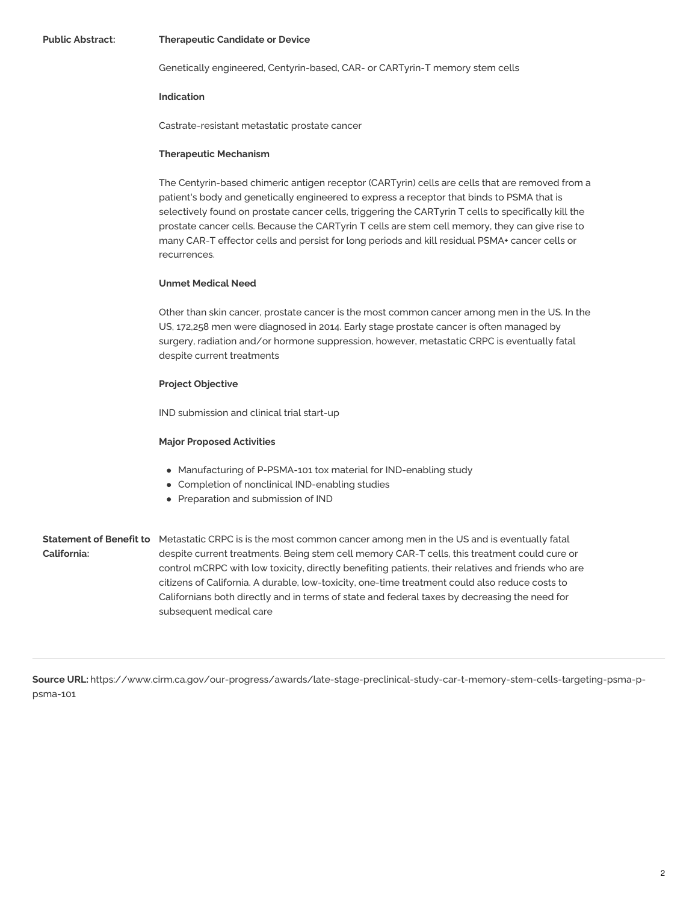**Public Abstract:**

**Therapeutic Candidate or Device**

Genetically engineered, Centyrin-based, CAR- or CARTyrin-T memory stem cells

**Indication**

Castrate-resistant metastatic prostate cancer

**Therapeutic Mechanism**

The Centyrin-based chimeric antigen receptor (CARTyrin) cells are cells that are removed from a patient's body and genetically engineered to express a receptor that binds to PSMA that is selectively found on prostate cancer cells, triggering the CARTyrin T cells to specifically kill the prostate cancer cells. Because the CARTyrin T cells are stem cell memory, they can give rise to many CAR-T effector cells and persist for long periods and kill residual PSMA+ cancer cells or recurrences.

**Unmet Medical Need**

Other than skin cancer, prostate cancer is the most common cancer among men in the US. In the US, 172,258 men were diagnosed in 2014. Early stage prostate cancer is often managed by surgery, radiation and/or hormone suppression, however, metastatic CRPC is eventually fatal despite current treatments

**Project Objective**

IND submission and clinical trial start-up

**Major Proposed Activities**

- Manufacturing of P-PSMA-101 tox material for IND-enabling study
- Completion of nonclinical IND-enabling studies
- Preparation and submission of IND

**Statement of Benefit to California:** Metastatic CRPC is is the most common cancer among men in the US and is eventually fatal despite current treatments. Being stem cell memory CAR-T cells, this treatment could cure or control mCRPC with low toxicity, directly benefiting patients, their relatives and friends who are citizens of California. A durable, low-toxicity, one-time treatment could also reduce costs to Californians both directly and in terms of state and federal taxes by decreasing the need for subsequent medical care

**Source URL:** https://www.cirm.ca.gov/our-progress/awards/late-stage-preclinical-study-car-t-memory-stem-cells-targeting-psma-p-psma-101